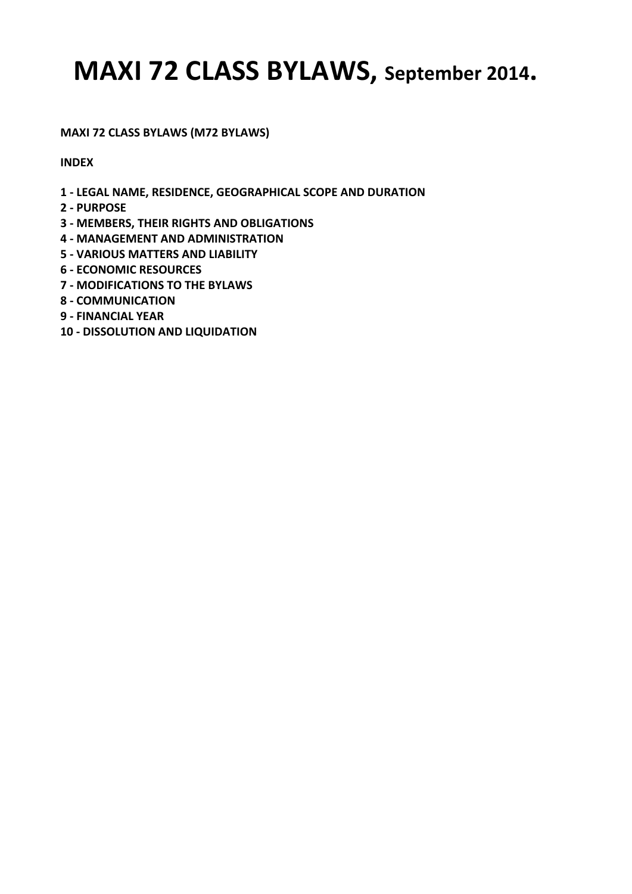# MAXI 72 CLASS BYLAWS, September 2014.

**MAXI 72 CLASS BYLAWS (M72 BYLAWS)**

**INDEX**

**1 - LEGAL NAME, RESIDENCE, GEOGRAPHICAL SCOPE AND DURATION**
**2 - PURPOSE**
**3 - MEMBERS, THEIR RIGHTS AND OBLIGATIONS**
**4 - MANAGEMENT AND ADMINISTRATION**
**5 - VARIOUS MATTERS AND LIABILITY**
**6 - ECONOMIC RESOURCES**
**7 - MODIFICATIONS TO THE BYLAWS**
**8 - COMMUNICATION**
**9 - FINANCIAL YEAR**
**10 - DISSOLUTION AND LIQUIDATION**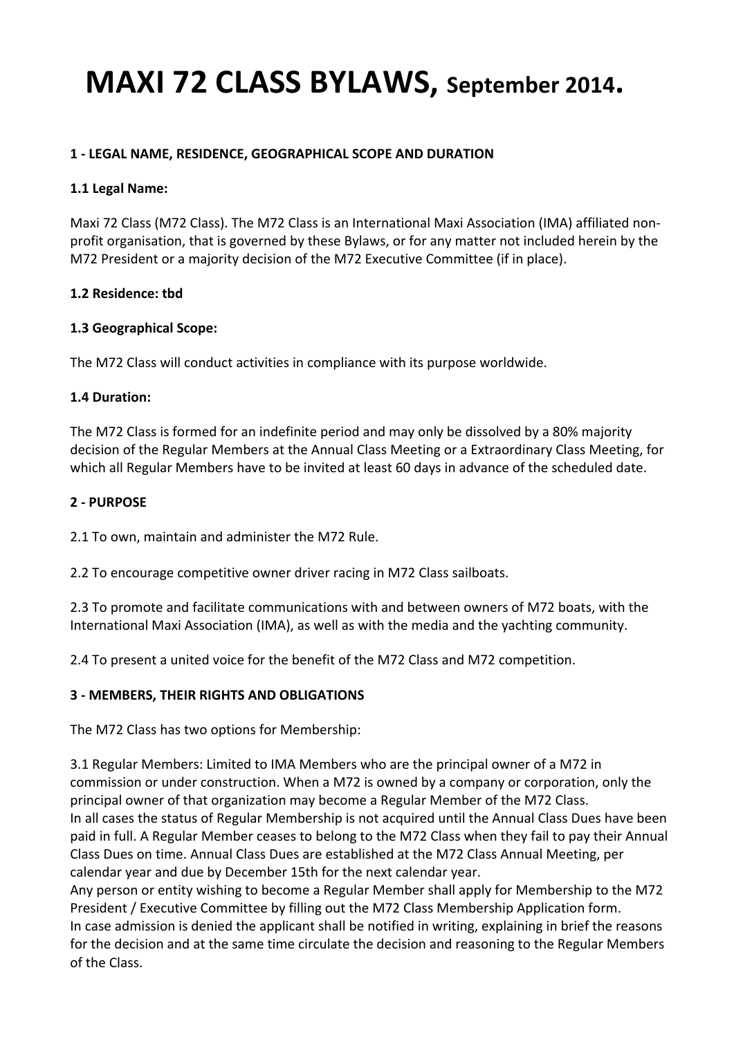# MAXI 72 CLASS BYLAWS, September 2014.

**1 - LEGAL NAME, RESIDENCE, GEOGRAPHICAL SCOPE AND DURATION**

**1.1 Legal Name:**

Maxi 72 Class (M72 Class). The M72 Class is an International Maxi Association (IMA) affiliated non-profit organisation, that is governed by these Bylaws, or for any matter not included herein by the M72 President or a majority decision of the M72 Executive Committee (if in place).

**1.2 Residence: tbd**

**1.3 Geographical Scope:**

The M72 Class will conduct activities in compliance with its purpose worldwide.

**1.4 Duration:**

The M72 Class is formed for an indefinite period and may only be dissolved by a 80% majority decision of the Regular Members at the Annual Class Meeting or a Extraordinary Class Meeting, for which all Regular Members have to be invited at least 60 days in advance of the scheduled date.

**2 - PURPOSE**

2.1 To own, maintain and administer the M72 Rule.

2.2 To encourage competitive owner driver racing in M72 Class sailboats.

2.3 To promote and facilitate communications with and between owners of M72 boats, with the International Maxi Association (IMA), as well as with the media and the yachting community.

2.4 To present a united voice for the benefit of the M72 Class and M72 competition.

**3 - MEMBERS, THEIR RIGHTS AND OBLIGATIONS**

The M72 Class has two options for Membership:

3.1 Regular Members: Limited to IMA Members who are the principal owner of a M72 in commission or under construction. When a M72 is owned by a company or corporation, only the principal owner of that organization may become a Regular Member of the M72 Class.
In all cases the status of Regular Membership is not acquired until the Annual Class Dues have been paid in full. A Regular Member ceases to belong to the M72 Class when they fail to pay their Annual Class Dues on time. Annual Class Dues are established at the M72 Class Annual Meeting, per calendar year and due by December 15th for the next calendar year.
Any person or entity wishing to become a Regular Member shall apply for Membership to the M72 President / Executive Committee by filling out the M72 Class Membership Application form.
In case admission is denied the applicant shall be notified in writing, explaining in brief the reasons for the decision and at the same time circulate the decision and reasoning to the Regular Members of the Class.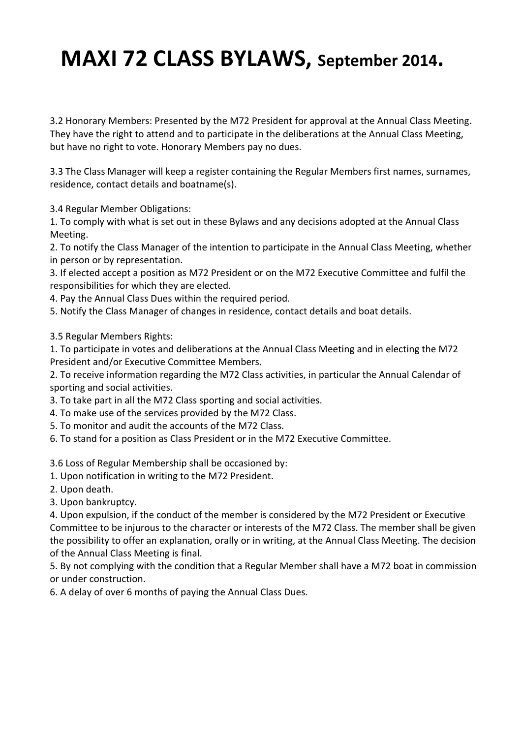# MAXI 72 CLASS BYLAWS, September 2014.

3.2 Honorary Members: Presented by the M72 President for approval at the Annual Class Meeting. They have the right to attend and to participate in the deliberations at the Annual Class Meeting, but have no right to vote. Honorary Members pay no dues.

3.3 The Class Manager will keep a register containing the Regular Members first names, surnames, residence, contact details and boatname(s).

3.4 Regular Member Obligations:
1. To comply with what is set out in these Bylaws and any decisions adopted at the Annual Class Meeting.
2. To notify the Class Manager of the intention to participate in the Annual Class Meeting, whether in person or by representation.
3. If elected accept a position as M72 President or on the M72 Executive Committee and fulfil the responsibilities for which they are elected.
4. Pay the Annual Class Dues within the required period.
5. Notify the Class Manager of changes in residence, contact details and boat details.

3.5 Regular Members Rights:
1. To participate in votes and deliberations at the Annual Class Meeting and in electing the M72 President and/or Executive Committee Members.
2. To receive information regarding the M72 Class activities, in particular the Annual Calendar of sporting and social activities.
3. To take part in all the M72 Class sporting and social activities.
4. To make use of the services provided by the M72 Class.
5. To monitor and audit the accounts of the M72 Class.
6. To stand for a position as Class President or in the M72 Executive Committee.

3.6 Loss of Regular Membership shall be occasioned by:
1. Upon notification in writing to the M72 President.
2. Upon death.
3. Upon bankruptcy.
4. Upon expulsion, if the conduct of the member is considered by the M72 President or Executive Committee to be injurous to the character or interests of the M72 Class. The member shall be given the possibility to offer an explanation, orally or in writing, at the Annual Class Meeting. The decision of the Annual Class Meeting is final.
5. By not complying with the condition that a Regular Member shall have a M72 boat in commission or under construction.
6. A delay of over 6 months of paying the Annual Class Dues.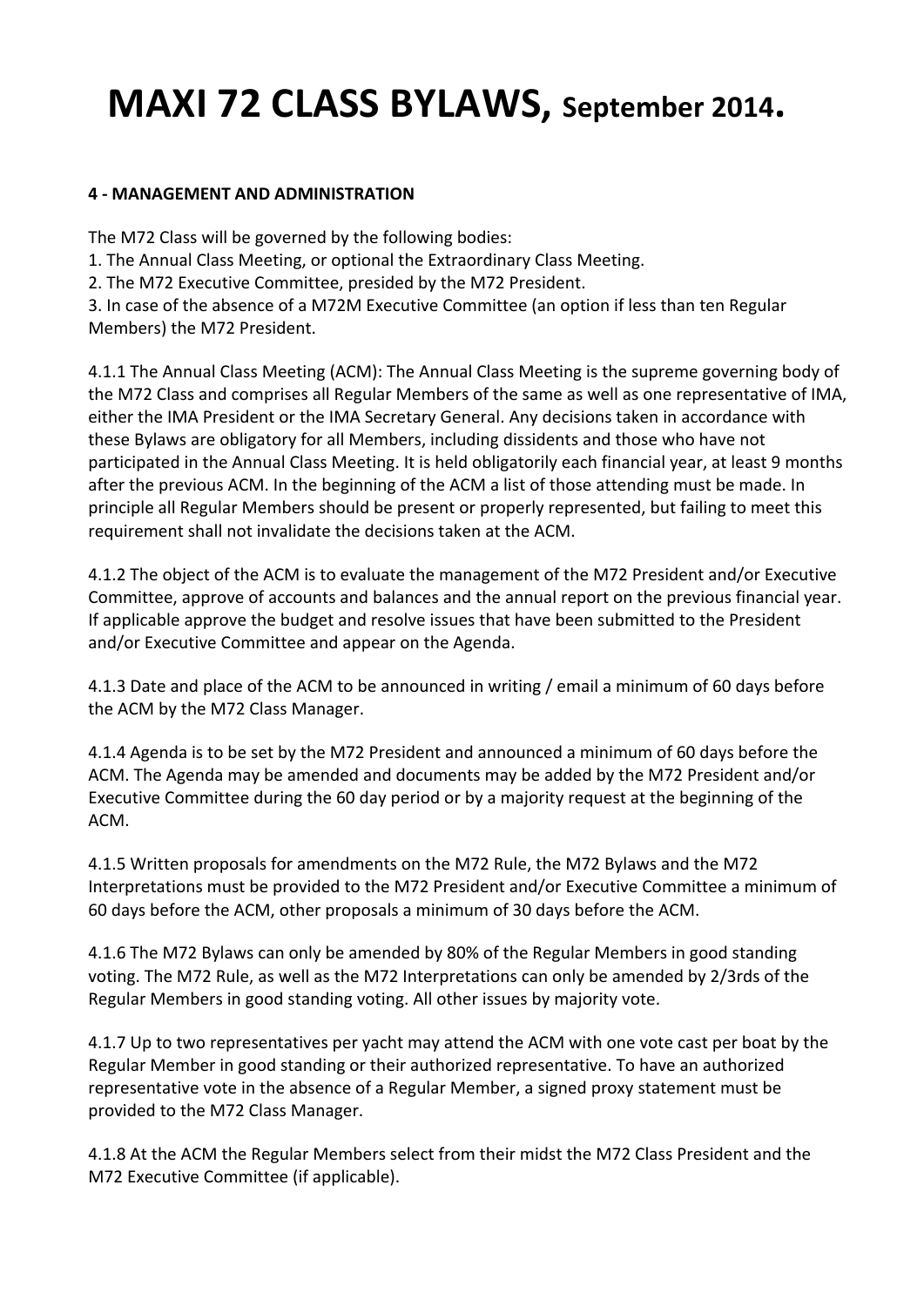# MAXI 72 CLASS BYLAWS, September 2014.

**4 - MANAGEMENT AND ADMINISTRATION**

The M72 Class will be governed by the following bodies:
1. The Annual Class Meeting, or optional the Extraordinary Class Meeting.
2. The M72 Executive Committee, presided by the M72 President.
3. In case of the absence of a M72M Executive Committee (an option if less than ten Regular Members) the M72 President.

4.1.1 The Annual Class Meeting (ACM): The Annual Class Meeting is the supreme governing body of the M72 Class and comprises all Regular Members of the same as well as one representative of IMA, either the IMA President or the IMA Secretary General. Any decisions taken in accordance with these Bylaws are obligatory for all Members, including dissidents and those who have not participated in the Annual Class Meeting. It is held obligatorily each financial year, at least 9 months after the previous ACM. In the beginning of the ACM a list of those attending must be made. In principle all Regular Members should be present or properly represented, but failing to meet this requirement shall not invalidate the decisions taken at the ACM.

4.1.2 The object of the ACM is to evaluate the management of the M72 President and/or Executive Committee, approve of accounts and balances and the annual report on the previous financial year. If applicable approve the budget and resolve issues that have been submitted to the President and/or Executive Committee and appear on the Agenda.

4.1.3 Date and place of the ACM to be announced in writing / email a minimum of 60 days before the ACM by the M72 Class Manager.

4.1.4 Agenda is to be set by the M72 President and announced a minimum of 60 days before the ACM. The Agenda may be amended and documents may be added by the M72 President and/or Executive Committee during the 60 day period or by a majority request at the beginning of the ACM.

4.1.5 Written proposals for amendments on the M72 Rule, the M72 Bylaws and the M72 Interpretations must be provided to the M72 President and/or Executive Committee a minimum of 60 days before the ACM, other proposals a minimum of 30 days before the ACM.

4.1.6 The M72 Bylaws can only be amended by 80% of the Regular Members in good standing voting. The M72 Rule, as well as the M72 Interpretations can only be amended by 2/3rds of the Regular Members in good standing voting. All other issues by majority vote.

4.1.7 Up to two representatives per yacht may attend the ACM with one vote cast per boat by the Regular Member in good standing or their authorized representative. To have an authorized representative vote in the absence of a Regular Member, a signed proxy statement must be provided to the M72 Class Manager.

4.1.8 At the ACM the Regular Members select from their midst the M72 Class President and the M72 Executive Committee (if applicable).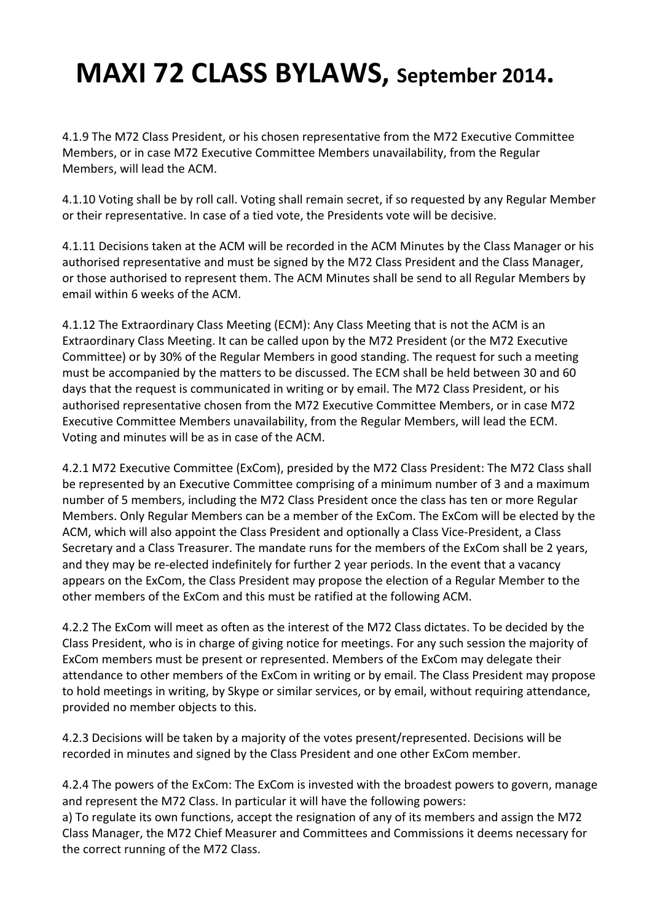# MAXI 72 CLASS BYLAWS, September 2014.

4.1.9 The M72 Class President, or his chosen representative from the M72 Executive Committee Members, or in case M72 Executive Committee Members unavailability, from the Regular Members, will lead the ACM.

4.1.10 Voting shall be by roll call. Voting shall remain secret, if so requested by any Regular Member or their representative. In case of a tied vote, the Presidents vote will be decisive.

4.1.11 Decisions taken at the ACM will be recorded in the ACM Minutes by the Class Manager or his authorised representative and must be signed by the M72 Class President and the Class Manager, or those authorised to represent them. The ACM Minutes shall be send to all Regular Members by email within 6 weeks of the ACM.

4.1.12 The Extraordinary Class Meeting (ECM): Any Class Meeting that is not the ACM is an Extraordinary Class Meeting. It can be called upon by the M72 President (or the M72 Executive Committee) or by 30% of the Regular Members in good standing. The request for such a meeting must be accompanied by the matters to be discussed. The ECM shall be held between 30 and 60 days that the request is communicated in writing or by email. The M72 Class President, or his authorised representative chosen from the M72 Executive Committee Members, or in case M72 Executive Committee Members unavailability, from the Regular Members, will lead the ECM. Voting and minutes will be as in case of the ACM.

4.2.1 M72 Executive Committee (ExCom), presided by the M72 Class President: The M72 Class shall be represented by an Executive Committee comprising of a minimum number of 3 and a maximum number of 5 members, including the M72 Class President once the class has ten or more Regular Members. Only Regular Members can be a member of the ExCom. The ExCom will be elected by the ACM, which will also appoint the Class President and optionally a Class Vice-President, a Class Secretary and a Class Treasurer. The mandate runs for the members of the ExCom shall be 2 years, and they may be re-elected indefinitely for further 2 year periods. In the event that a vacancy appears on the ExCom, the Class President may propose the election of a Regular Member to the other members of the ExCom and this must be ratified at the following ACM.

4.2.2 The ExCom will meet as often as the interest of the M72 Class dictates. To be decided by the Class President, who is in charge of giving notice for meetings. For any such session the majority of ExCom members must be present or represented. Members of the ExCom may delegate their attendance to other members of the ExCom in writing or by email. The Class President may propose to hold meetings in writing, by Skype or similar services, or by email, without requiring attendance, provided no member objects to this.

4.2.3 Decisions will be taken by a majority of the votes present/represented. Decisions will be recorded in minutes and signed by the Class President and one other ExCom member.

4.2.4 The powers of the ExCom: The ExCom is invested with the broadest powers to govern, manage and represent the M72 Class. In particular it will have the following powers:

a) To regulate its own functions, accept the resignation of any of its members and assign the M72 Class Manager, the M72 Chief Measurer and Committees and Commissions it deems necessary for the correct running of the M72 Class.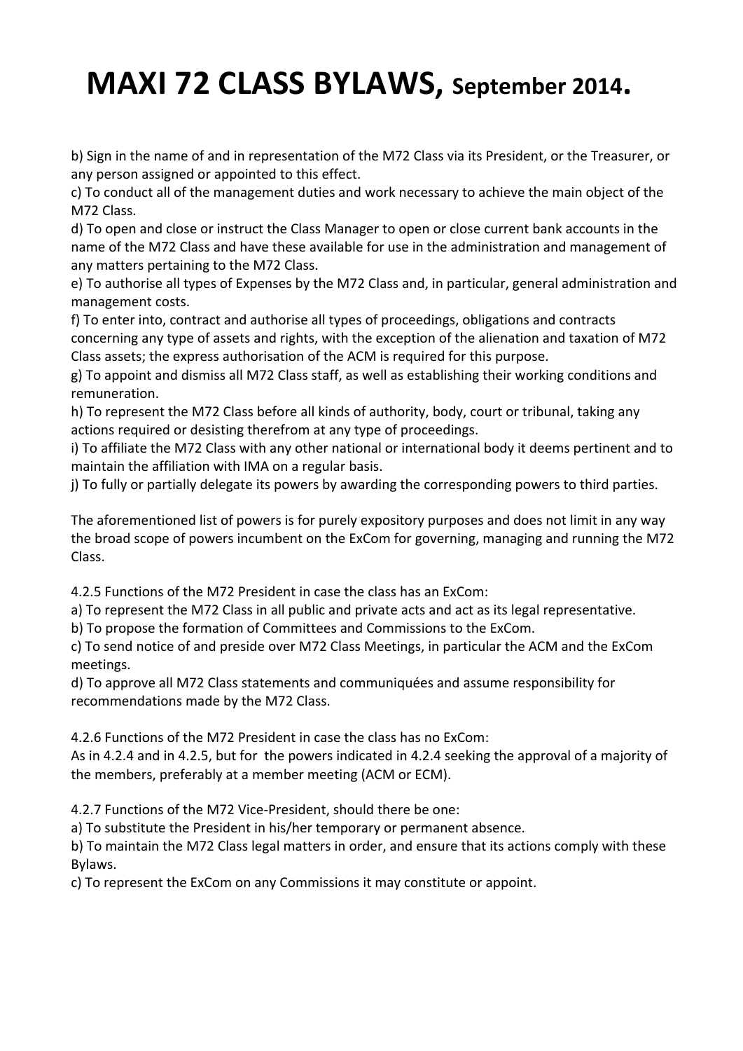# MAXI 72 CLASS BYLAWS, September 2014.

b) Sign in the name of and in representation of the M72 Class via its President, or the Treasurer, or any person assigned or appointed to this effect.
c) To conduct all of the management duties and work necessary to achieve the main object of the M72 Class.
d) To open and close or instruct the Class Manager to open or close current bank accounts in the name of the M72 Class and have these available for use in the administration and management of any matters pertaining to the M72 Class.
e) To authorise all types of Expenses by the M72 Class and, in particular, general administration and management costs.
f) To enter into, contract and authorise all types of proceedings, obligations and contracts concerning any type of assets and rights, with the exception of the alienation and taxation of M72 Class assets; the express authorisation of the ACM is required for this purpose.
g) To appoint and dismiss all M72 Class staff, as well as establishing their working conditions and remuneration.
h) To represent the M72 Class before all kinds of authority, body, court or tribunal, taking any actions required or desisting therefrom at any type of proceedings.
i) To affiliate the M72 Class with any other national or international body it deems pertinent and to maintain the affiliation with IMA on a regular basis.
j) To fully or partially delegate its powers by awarding the corresponding powers to third parties.

The aforementioned list of powers is for purely expository purposes and does not limit in any way the broad scope of powers incumbent on the ExCom for governing, managing and running the M72 Class.

4.2.5 Functions of the M72 President in case the class has an ExCom:
a) To represent the M72 Class in all public and private acts and act as its legal representative.
b) To propose the formation of Committees and Commissions to the ExCom.
c) To send notice of and preside over M72 Class Meetings, in particular the ACM and the ExCom meetings.
d) To approve all M72 Class statements and communiquées and assume responsibility for recommendations made by the M72 Class.

4.2.6 Functions of the M72 President in case the class has no ExCom:
As in 4.2.4 and in 4.2.5, but for the powers indicated in 4.2.4 seeking the approval of a majority of the members, preferably at a member meeting (ACM or ECM).

4.2.7 Functions of the M72 Vice-President, should there be one:
a) To substitute the President in his/her temporary or permanent absence.
b) To maintain the M72 Class legal matters in order, and ensure that its actions comply with these Bylaws.
c) To represent the ExCom on any Commissions it may constitute or appoint.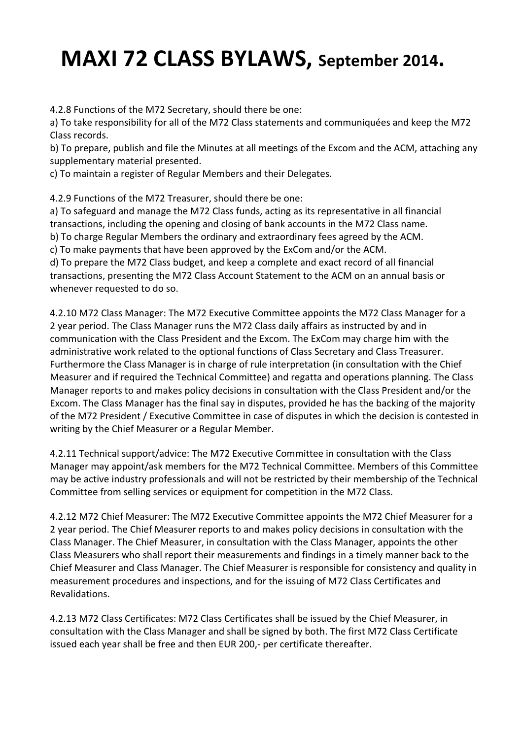# MAXI 72 CLASS BYLAWS, September 2014.

4.2.8 Functions of the M72 Secretary, should there be one:

a) To take responsibility for all of the M72 Class statements and communiquées and keep the M72 Class records.

b) To prepare, publish and file the Minutes at all meetings of the Excom and the ACM, attaching any supplementary material presented.

c) To maintain a register of Regular Members and their Delegates.

4.2.9 Functions of the M72 Treasurer, should there be one:

a) To safeguard and manage the M72 Class funds, acting as its representative in all financial transactions, including the opening and closing of bank accounts in the M72 Class name.

b) To charge Regular Members the ordinary and extraordinary fees agreed by the ACM.

c) To make payments that have been approved by the ExCom and/or the ACM.

d) To prepare the M72 Class budget, and keep a complete and exact record of all financial transactions, presenting the M72 Class Account Statement to the ACM on an annual basis or whenever requested to do so.

4.2.10 M72 Class Manager: The M72 Executive Committee appoints the M72 Class Manager for a 2 year period. The Class Manager runs the M72 Class daily affairs as instructed by and in communication with the Class President and the Excom. The ExCom may charge him with the administrative work related to the optional functions of Class Secretary and Class Treasurer. Furthermore the Class Manager is in charge of rule interpretation (in consultation with the Chief Measurer and if required the Technical Committee) and regatta and operations planning. The Class Manager reports to and makes policy decisions in consultation with the Class President and/or the Excom. The Class Manager has the final say in disputes, provided he has the backing of the majority of the M72 President / Executive Committee in case of disputes in which the decision is contested in writing by the Chief Measurer or a Regular Member.

4.2.11 Technical support/advice: The M72 Executive Committee in consultation with the Class Manager may appoint/ask members for the M72 Technical Committee. Members of this Committee may be active industry professionals and will not be restricted by their membership of the Technical Committee from selling services or equipment for competition in the M72 Class.

4.2.12 M72 Chief Measurer: The M72 Executive Committee appoints the M72 Chief Measurer for a 2 year period. The Chief Measurer reports to and makes policy decisions in consultation with the Class Manager. The Chief Measurer, in consultation with the Class Manager, appoints the other Class Measurers who shall report their measurements and findings in a timely manner back to the Chief Measurer and Class Manager. The Chief Measurer is responsible for consistency and quality in measurement procedures and inspections, and for the issuing of M72 Class Certificates and Revalidations.

4.2.13 M72 Class Certificates: M72 Class Certificates shall be issued by the Chief Measurer, in consultation with the Class Manager and shall be signed by both. The first M72 Class Certificate issued each year shall be free and then EUR 200,- per certificate thereafter.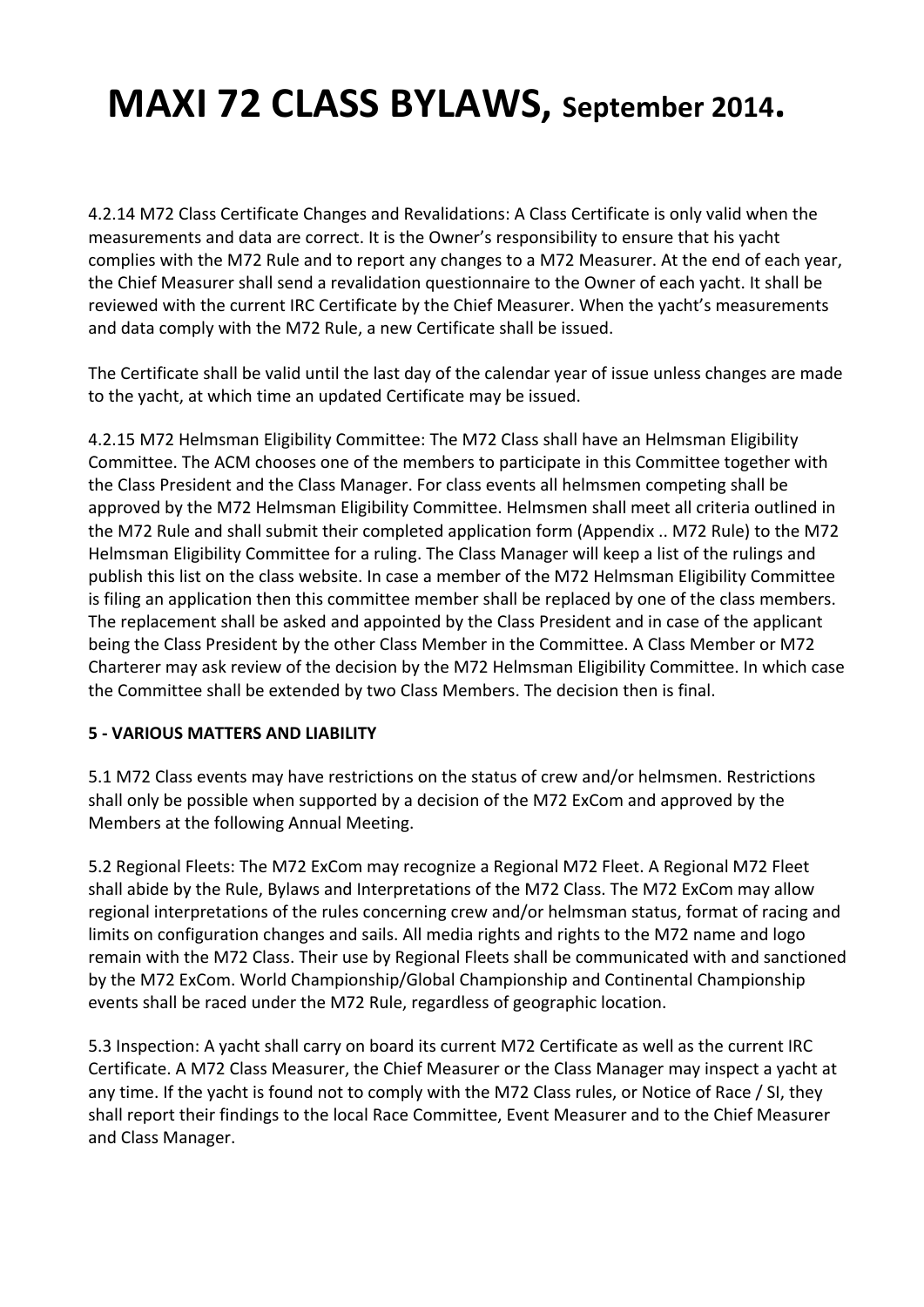# MAXI 72 CLASS BYLAWS, September 2014.

4.2.14 M72 Class Certificate Changes and Revalidations: A Class Certificate is only valid when the measurements and data are correct. It is the Owner's responsibility to ensure that his yacht complies with the M72 Rule and to report any changes to a M72 Measurer. At the end of each year, the Chief Measurer shall send a revalidation questionnaire to the Owner of each yacht. It shall be reviewed with the current IRC Certificate by the Chief Measurer. When the yacht's measurements and data comply with the M72 Rule, a new Certificate shall be issued.

The Certificate shall be valid until the last day of the calendar year of issue unless changes are made to the yacht, at which time an updated Certificate may be issued.

4.2.15 M72 Helmsman Eligibility Committee: The M72 Class shall have an Helmsman Eligibility Committee. The ACM chooses one of the members to participate in this Committee together with the Class President and the Class Manager. For class events all helmsmen competing shall be approved by the M72 Helmsman Eligibility Committee. Helmsmen shall meet all criteria outlined in the M72 Rule and shall submit their completed application form (Appendix .. M72 Rule) to the M72 Helmsman Eligibility Committee for a ruling. The Class Manager will keep a list of the rulings and publish this list on the class website. In case a member of the M72 Helmsman Eligibility Committee is filing an application then this committee member shall be replaced by one of the class members. The replacement shall be asked and appointed by the Class President and in case of the applicant being the Class President by the other Class Member in the Committee. A Class Member or M72 Charterer may ask review of the decision by the M72 Helmsman Eligibility Committee. In which case the Committee shall be extended by two Class Members. The decision then is final.

**5 - VARIOUS MATTERS AND LIABILITY**

5.1 M72 Class events may have restrictions on the status of crew and/or helmsmen. Restrictions shall only be possible when supported by a decision of the M72 ExCom and approved by the Members at the following Annual Meeting.

5.2 Regional Fleets: The M72 ExCom may recognize a Regional M72 Fleet. A Regional M72 Fleet shall abide by the Rule, Bylaws and Interpretations of the M72 Class. The M72 ExCom may allow regional interpretations of the rules concerning crew and/or helmsman status, format of racing and limits on configuration changes and sails. All media rights and rights to the M72 name and logo remain with the M72 Class. Their use by Regional Fleets shall be communicated with and sanctioned by the M72 ExCom. World Championship/Global Championship and Continental Championship events shall be raced under the M72 Rule, regardless of geographic location.

5.3 Inspection: A yacht shall carry on board its current M72 Certificate as well as the current IRC Certificate. A M72 Class Measurer, the Chief Measurer or the Class Manager may inspect a yacht at any time. If the yacht is found not to comply with the M72 Class rules, or Notice of Race / SI, they shall report their findings to the local Race Committee, Event Measurer and to the Chief Measurer and Class Manager.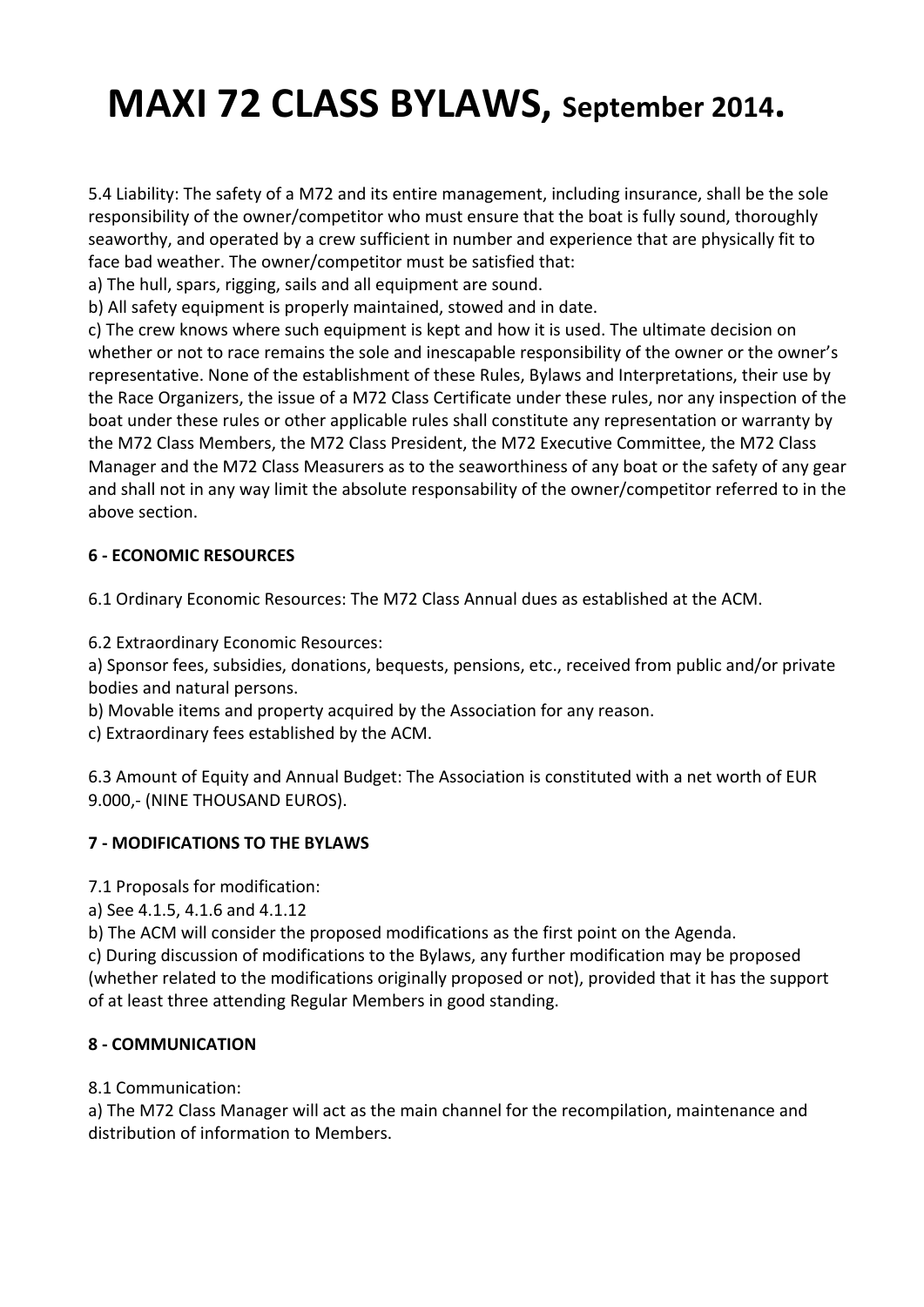# MAXI 72 CLASS BYLAWS, September 2014.

5.4 Liability: The safety of a M72 and its entire management, including insurance, shall be the sole responsibility of the owner/competitor who must ensure that the boat is fully sound, thoroughly seaworthy, and operated by a crew sufficient in number and experience that are physically fit to face bad weather. The owner/competitor must be satisfied that:
a) The hull, spars, rigging, sails and all equipment are sound.
b) All safety equipment is properly maintained, stowed and in date.
c) The crew knows where such equipment is kept and how it is used. The ultimate decision on whether or not to race remains the sole and inescapable responsibility of the owner or the owner's representative. None of the establishment of these Rules, Bylaws and Interpretations, their use by the Race Organizers, the issue of a M72 Class Certificate under these rules, nor any inspection of the boat under these rules or other applicable rules shall constitute any representation or warranty by the M72 Class Members, the M72 Class President, the M72 Executive Committee, the M72 Class Manager and the M72 Class Measurers as to the seaworthiness of any boat or the safety of any gear and shall not in any way limit the absolute responsability of the owner/competitor referred to in the above section.

**6 - ECONOMIC RESOURCES**

6.1 Ordinary Economic Resources: The M72 Class Annual dues as established at the ACM.

6.2 Extraordinary Economic Resources:
a) Sponsor fees, subsidies, donations, bequests, pensions, etc., received from public and/or private bodies and natural persons.
b) Movable items and property acquired by the Association for any reason.
c) Extraordinary fees established by the ACM.

6.3 Amount of Equity and Annual Budget: The Association is constituted with a net worth of EUR 9.000,- (NINE THOUSAND EUROS).

**7 - MODIFICATIONS TO THE BYLAWS**

7.1 Proposals for modification:
a) See 4.1.5, 4.1.6 and 4.1.12
b) The ACM will consider the proposed modifications as the first point on the Agenda.
c) During discussion of modifications to the Bylaws, any further modification may be proposed (whether related to the modifications originally proposed or not), provided that it has the support of at least three attending Regular Members in good standing.

**8 - COMMUNICATION**

8.1 Communication:
a) The M72 Class Manager will act as the main channel for the recompilation, maintenance and distribution of information to Members.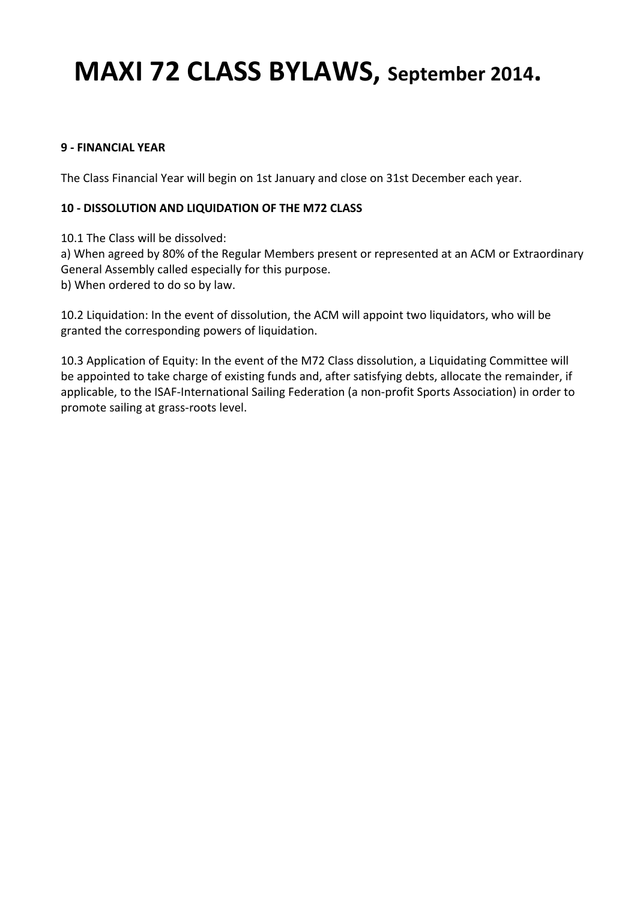**9 - FINANCIAL YEAR**

The Class Financial Year will begin on 1st January and close on 31st December each year.

**10 - DISSOLUTION AND LIQUIDATION OF THE M72 CLASS**

10.1 The Class will be dissolved:
a) When agreed by 80% of the Regular Members present or represented at an ACM or Extraordinary General Assembly called especially for this purpose.
b) When ordered to do so by law.

10.2 Liquidation: In the event of dissolution, the ACM will appoint two liquidators, who will be granted the corresponding powers of liquidation.

10.3 Application of Equity: In the event of the M72 Class dissolution, a Liquidating Committee will be appointed to take charge of existing funds and, after satisfying debts, allocate the remainder, if applicable, to the ISAF-International Sailing Federation (a non-profit Sports Association) in order to promote sailing at grass-roots level.